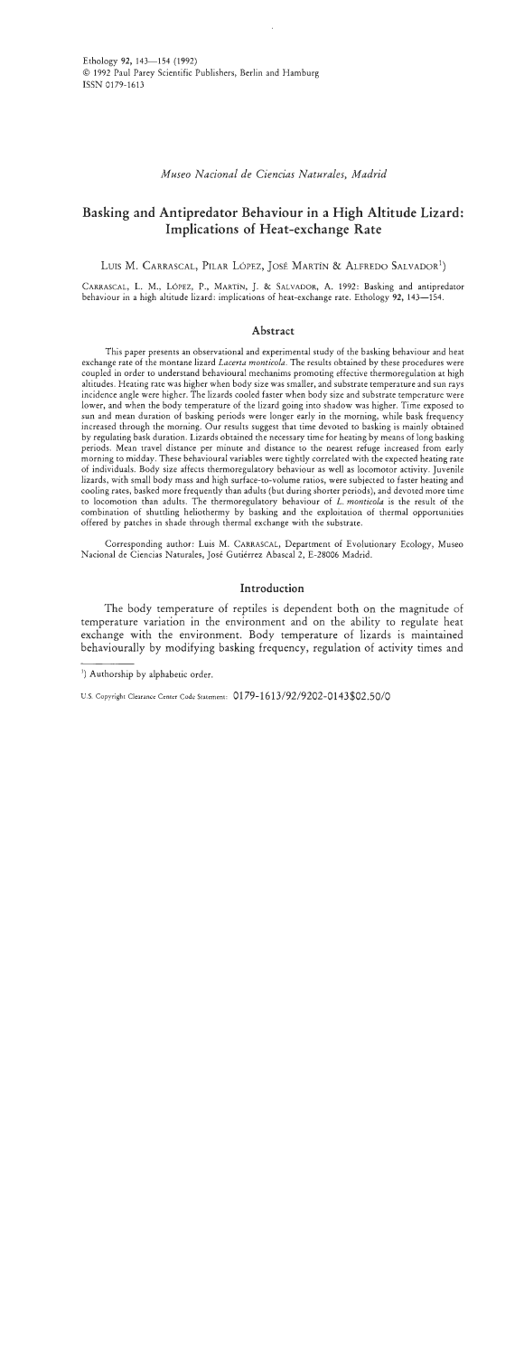*Museo Nacional de Ciencias Naturales, Madrid*

# Basking and Antipredator Behaviour in a High Altitude Lizard: Implications of Heat-exchange Rate

LUIS M. CARRASCAL, PILAR LÓPEZ, JOSÉ MARTÍN & ALFREDO SALVADOR[1])

CARRASCAL, L. M., LÓPEZ, P., MARTÍN, J. & SALVADOR, A. 1992: Basking and antipredator behaviour in a high altitude lizard: implications of heat-exchange rate. Ethology **92**, 143—154.

## Abstract

This paper presents an observational and experimental study of the basking behaviour and heat exchange rate of the montane lizard *Lacerta monticola*. The results obtained by these procedures were coupled in order to understand behavioural mechanims promoting effective thermoregulation at high altitudes. Heating rate was higher when body size was smaller, and substrate temperature and sun rays incidence angle were higher. The lizards cooled faster when body size and substrate temperature were lower, and when the body temperature of the lizard going into shadow was higher. Time exposed to sun and mean duration of basking periods were longer early in the morning, while bask frequency increased through the morning. Our results suggest that time devoted to basking is mainly obtained by regulating bask duration. Lizards obtained the necessary time for heating by means of long basking periods. Mean travel distance per minute and distance to the nearest refuge increased from early morning to midday. These behavioural variables were tightly correlated with the expected heating rate of individuals. Body size affects thermoregulatory behaviour as well as locomotor activity. Juvenile lizards, with small body mass and high surface-to-volume ratios, were subjected to faster heating and cooling rates, basked more frequently than adults (but during shorter periods), and devoted more time to locomotion than adults. The thermoregulatory behaviour of *L. monticola* is the result of the combination of shuttling heliothermy by basking and the exploitation of thermal opportunities offered by patches in shade through thermal exchange with the substrate.

Corresponding author: Luis M. CARRASCAL, Department of Evolutionary Ecology, Museo Nacional de Ciencias Naturales, José Gutiérrez Abascal 2, E-28006 Madrid.

## Introduction

The body temperature of reptiles is dependent both on the magnitude of temperature variation in the environment and on the ability to regulate heat exchange with the environment. Body temperature of lizards is maintained behaviourally by modifying basking frequency, regulation of activity times and

[1]) Authorship by alphabetic order.

U.S. Copyright Clearance Center Code Statement: 0179-1613/92/9202-0143$02.50/0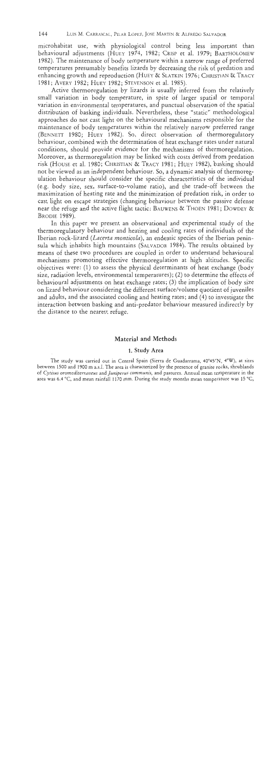microhabitat use, with physiological control being less important than behavioural adjustments (HUEY 1974, 1982; CRISP et al. 1979; BARTHOLOMEW 1982). The maintenance of body temperature within a narrow range of preferred temperatures presumably benefits lizards by decreasing the risk of predation and enhancing growth and reproduction (HUEY & SLATKIN 1976; CHRISTIAN & TRACY 1981; AVERY 1982; HUEY 1982; STEVENSON et al. 1985).

Active thermoregulation by lizards is usually inferred from the relatively small variation in body temperature, in spite of larger spatial or temporal variation in environmental temperatures, and punctual observation of the spatial distribution of basking individuals. Nevertheless, these "static" methodological approaches do not cast light on the behavioural mechanisms responsible for the maintenance of body temperatures within the relatively narrow preferred range (BENNETT 1980; HUEY 1982). So, direct observation of thermoregulatory behaviour, combined with the determination of heat exchange rates under natural conditions, should provide evidence for the mechanisms of thermoregulation. Moreover, as thermoregulation may be linked with costs derived from predation risk (HOUSE et al. 1980; CHRISTIAN & TRACY 1981; HUEY 1982), basking should not be viewed as an independent behaviour. So, a dynamic analysis of thermoregulation behaviour should consider the specific characteristics of the individual (e.g. body size, sex, surface-to-volume ratio), and the trade-off between the maximization of heating rate and the minimization of predation risk, in order to cast light on escape strategies (changing behaviour between the passive defense near the refuge and the active flight tactic: BAUWENS & THOEN 1981; DOWDEY & BRODIE 1989).

In this paper we present an observational and experimental study of the thermoregulatory behaviour and heating and cooling rates of individuals of the Iberian rock-lizard (*Lacerta monticola*), an endemic species of the Iberian peninsula which inhabits high mountains (SALVADOR 1984). The results obtained by means of these two procedures are coupled in order to understand behavioural mechanisms promoting effective thermoregulation at high altitudes. Specific objectives were: (1) to assess the physical determinants of heat exchange (body size, radiation levels, environmental temperatures); (2) to determine the effects of behavioural adjustments on heat exchange rates; (3) the implication of body size on lizard behaviour considering the different surface/volume quotient of juveniles and adults, and the associated cooling and heating rates; and (4) to investigate the interaction between basking and anti-predator behaviour measured indirectly by the distance to the nearest refuge.

## Material and Methods

### 1. Study Area

The study was carried out in Central Spain (Sierra de Guadarrama, 40°45'N, 4°W), at sites between 1500 and 1900 m a.s.l. The area is characterized by the presence of granite rocks, shrublands of *Cytisus oromediterraneus* and *Juniperus communis*, and pastures. Annual mean temperature in the area was 6.4 °C, and mean rainfall 1170 mm. During the study months mean temperature was 15 °C,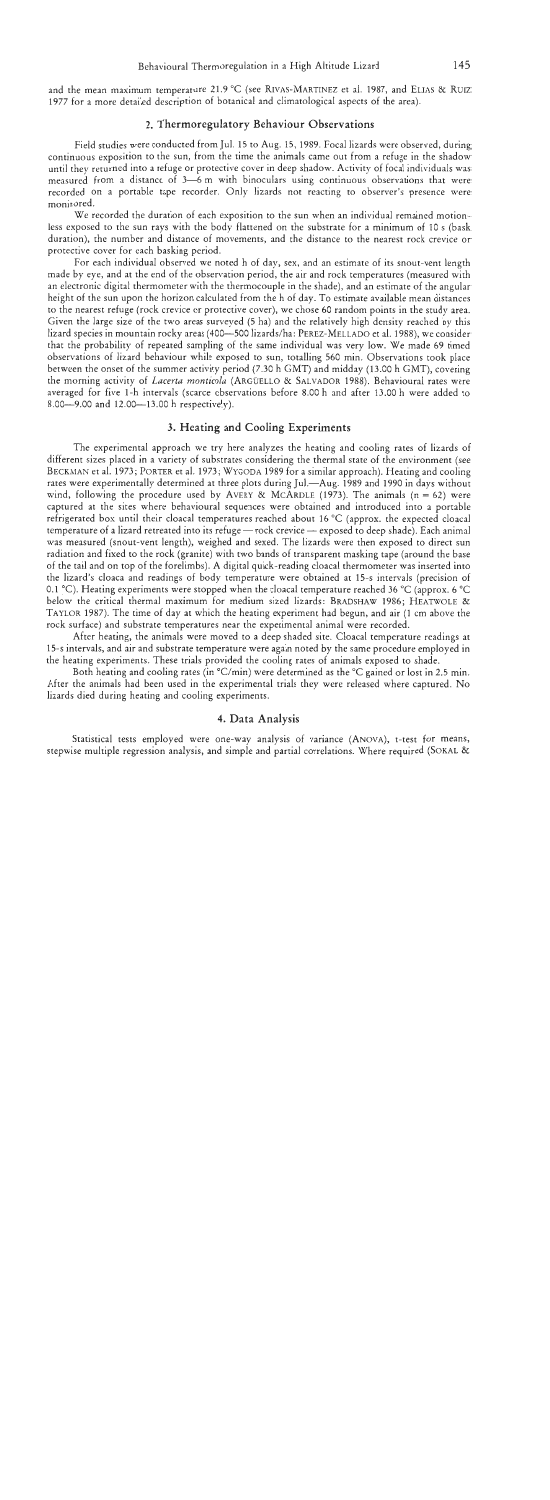and the mean maximum temperature 21.9 °C (see RIVAS-MARTINEZ et al. 1987, and ELIAS & RUIZ 1977 for a more detailed description of botanical and climatological aspects of the area).

## 2. Thermoregulatory Behaviour Observations

Field studies were conducted from Jul. 15 to Aug. 15, 1989. Focal lizards were observed, during continuous exposition to the sun, from the time the animals came out from a refuge in the shadow until they returned into a refuge or protective cover in deep shadow. Activity of focal individuals was measured from a distance of 3—6 m with binoculars using continuous observations that were recorded on a portable tape recorder. Only lizards not reacting to observer's presence were monitored.

We recorded the duration of each exposition to the sun when an individual remained motionless exposed to the sun rays with the body flattened on the substrate for a minimum of 10 s (bask duration), the number and distance of movements, and the distance to the nearest rock crevice or protective cover for each basking period.

For each individual observed we noted h of day, sex, and an estimate of its snout-vent length made by eye, and at the end of the observation period, the air and rock temperatures (measured with an electronic digital thermometer with the thermocouple in the shade), and an estimate of the angular height of the sun upon the horizon calculated from the h of day. To estimate available mean distances to the nearest refuge (rock crevice or protective cover), we chose 60 random points in the study area. Given the large size of the two areas surveyed (5 ha) and the relatively high density reached by this lizard species in mountain rocky areas (400—500 lizards/ha: PEREZ-MELLADO et al. 1988), we consider that the probability of repeated sampling of the same individual was very low. We made 69 timed observations of lizard behaviour while exposed to sun, totalling 560 min. Observations took place between the onset of the summer activity period (7.30 h GMT) and midday (13.00 h GMT), covering the morning activity of *Lacerta monticola* (ARGÜELLO & SALVADOR 1988). Behavioural rates were averaged for five 1-h intervals (scarce observations before 8.00 h and after 13.00 h were added to 8.00—9.00 and 12.00—13.00 h respectively).

## 3. Heating and Cooling Experiments

The experimental approach we try here analyzes the heating and cooling rates of lizards of different sizes placed in a variety of substrates considering the thermal state of the environment (see BECKMAN et al. 1973; PORTER et al. 1973; WYGODA 1989 for a similar approach). Heating and cooling rates were experimentally determined at three plots during Jul.—Aug. 1989 and 1990 in days without wind, following the procedure used by AVERY & MCARDLE (1973). The animals (n = 62) were captured at the sites where behavioural sequences were obtained and introduced into a portable refrigerated box until their cloacal temperatures reached about 16 °C (approx. the expected cloacal temperature of a lizard retreated into its refuge — rock crevice — exposed to deep shade). Each animal was measured (snout-vent length), weighed and sexed. The lizards were then exposed to direct sun radiation and fixed to the rock (granite) with two bands of transparent masking tape (around the base of the tail and on top of the forelimbs). A digital quick-reading cloacal thermometer was inserted into the lizard's cloaca and readings of body temperature were obtained at 15-s intervals (precision of 0.1 °C). Heating experiments were stopped when the cloacal temperature reached 36 °C (approx. 6 °C below the critical thermal maximum for medium sized lizards: BRADSHAW 1986; HEATWOLE & TAYLOR 1987). The time of day at which the heating experiment had begun, and air (1 cm above the rock surface) and substrate temperatures near the experimental animal were recorded.

After heating, the animals were moved to a deep shaded site. Cloacal temperature readings at 15-s intervals, and air and substrate temperature were again noted by the same procedure employed in the heating experiments. These trials provided the cooling rates of animals exposed to shade.

Both heating and cooling rates (in °C/min) were determined as the °C gained or lost in 2.5 min. After the animals had been used in the experimental trials they were released where captured. No lizards died during heating and cooling experiments.

## 4. Data Analysis

Statistical tests employed were one-way analysis of variance (ANOVA), t-test for means, stepwise multiple regression analysis, and simple and partial correlations. Where required (SOKAL &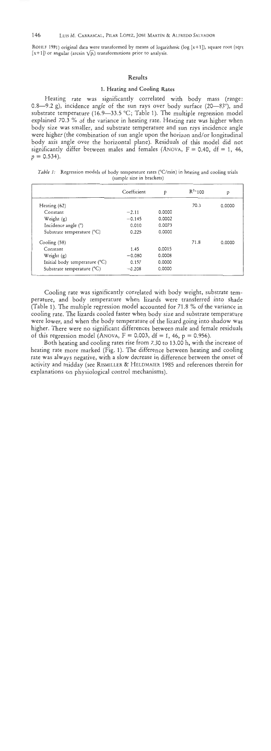ROHLF 1981) original data were transformed by means of logarithmic (log [x+1]), square root (sqrt [x+1]) or angular (arcsin $\sqrt{p}$) transformations prior to analysis.

## Results

### 1. Heating and Cooling Rates

Heating rate was significantly correlated with body mass (range: 0.8—9.2 g), incidence angle of the sun rays over body surface (20—83°), and substrate temperature (16.9—33.5 °C; Table 1). The multiple regression model explained 70.3 % of the variance in heating rate. Heating rate was higher when body size was smaller, and substrate temperature and sun rays incidence angle were higher (the combination of sun angle upon the horizon and/or longitudinal body axis angle over the horizontal plane). Residuals of this model did not significantly differ between males and females (ANOVA, $F = 0.40$, df = 1, 46, $p = 0.534$).

*Table 1:* Regression models of body temperature rates (°C/min) in heating and cooling trials (sample size in brackets)

| | Coefficient | p | $R^2 \cdot 100$ | p |
|---|---|---|---|---|
| Heating (62) | | | 70.3 | 0.0000 |
| Constant | −2.11 | 0.0000 | | |
| Weight (g) | −0.145 | 0.0002 | | |
| Incidence angle (°) | 0.010 | 0.0073 | | |
| Substrate temperature (°C) | 0.225 | 0.0000 | | |
| Cooling (58) | | | 71.8 | 0.0000 |
| Constant | 1.45 | 0.0015 | | |
| Weight (g) | −0.080 | 0.0008 | | |
| Initial body temperature (°C) | 0.157 | 0.0000 | | |
| Substrate temperature (°C) | −0.208 | 0.0000 | | |

Cooling rate was significantly correlated with body weight, substrate temperature, and body temperature when lizards were transferred into shade (Table 1). The multiple regression model accounted for 71.8 % of the variance in cooling rate. The lizards cooled faster when body size and substrate temperature were lower, and when the body temperature of the lizard going into shadow was higher. There were no significant differences between male and female residuals of this regression model (ANOVA, $F = 0.003$, df = 1, 46, $p = 0.956$).

Both heating and cooling rates rise from 7.30 to 13.00 h, with the increase of heating rate more marked (Fig. 1). The difference between heating and cooling rate was always negative, with a slow decrease in difference between the onset of activity and midday (see RISMILLER & HELDMAIER 1985 and references therein for explanations on physiological control mechanisms).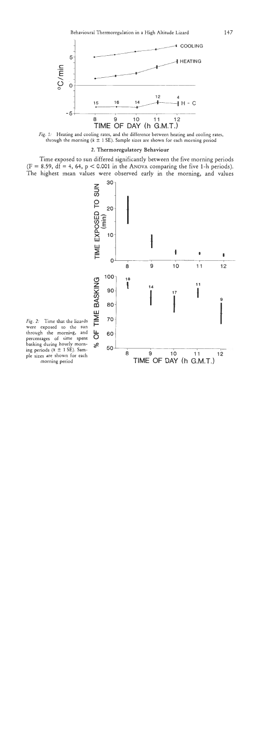*Fig. 1:* Heating and cooling rates, and the difference between heating and cooling rates, through the morning ($\bar{x} \pm 1$ SE). Sample sizes are shown for each morning period

### 2. Thermoregulatory Behaviour

Time exposed to sun differed significantly between the five morning periods ($F = 8.59$, $df = 4, 64$, $p < 0.001$ in the ANOVA comparing the five 1-h periods). The highest mean values were observed early in the morning, and values

*Fig. 2:* Time that the lizards were exposed to the sun through the morning, and percentages of time spent basking during hourly morning periods ($\bar{x} \pm 1$ SE). Sample sizes are shown for each morning period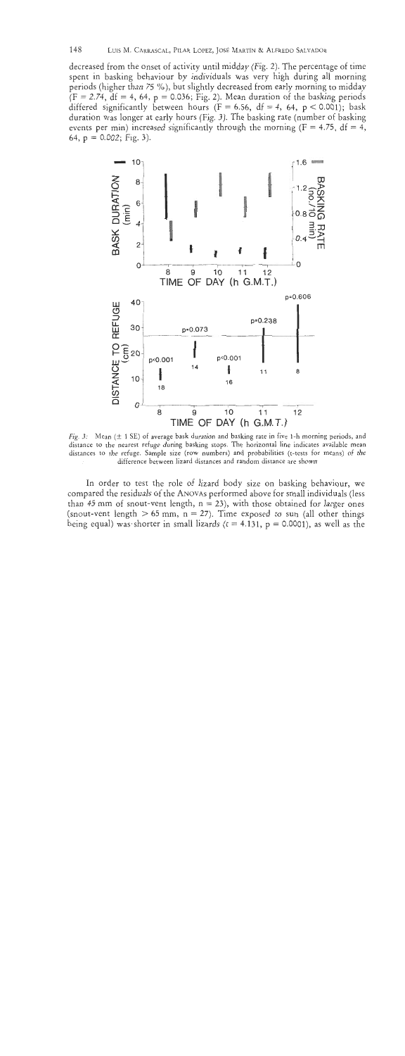decreased from the onset of activity until midday (Fig. 2). The percentage of time spent in basking behaviour by individuals was very high during all morning periods (higher than 75 %), but slightly decreased from early morning to midday ($F = 2.74$, $df = 4, 64$, $p = 0.036$; Fig. 2). Mean duration of the basking periods differed significantly between hours ($F = 6.56$, $df = 4, 64$, $p < 0.001$); bask duration was longer at early hours (Fig. 3). The basking rate (number of basking events per min) increased significantly through the morning ($F = 4.75$, $df = 4, 64$, $p = 0.002$; Fig. 3).

*Fig. 3:* Mean (± 1 SE) of average bask duration and basking rate in five 1-h morning periods, and distance to the nearest refuge during basking stops. The horizontal line indicates available mean distances to the refuge. Sample size (row numbers) and probabilities (t-tests for means) of the difference between lizard distances and random distance are shown

In order to test the role of lizard body size on basking behaviour, we compared the residuals of the ANOVAs performed above for small individuals (less than 45 mm of snout-vent length, $n = 23$), with those obtained for larger ones (snout-vent length > 65 mm, $n = 27$). Time exposed to sun (all other things being equal) was shorter in small lizards ($t = 4.131$, $p = 0.0001$), as well as the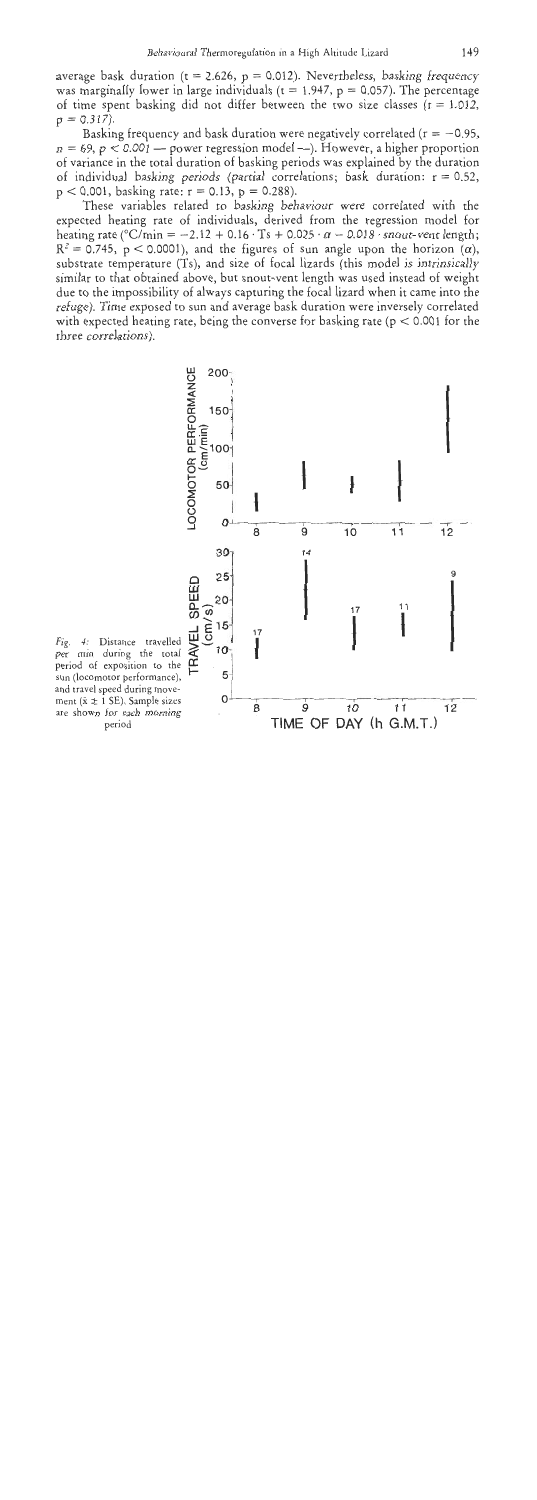average bask duration ($t = 2.626$, $p = 0.012$). Nevertheless, basking frequency was marginally lower in large individuals ($t = 1.947$, $p = 0.057$). The percentage of time spent basking did not differ between the two size classes ($t = 1.012$, $p = 0.317$).

Basking frequency and bask duration were negatively correlated ($r = -0.95$, $n = 69$, $p < 0.001$ — power regression model —). However, a higher proportion of variance in the total duration of basking periods was explained by the duration of individual basking periods (partial correlations; bask duration: $r = 0.52$, $p < 0.001$, basking rate: $r = 0.13$, $p = 0.288$).

These variables related to basking behaviour were correlated with the expected heating rate of individuals, derived from the regression model for heating rate (°C/min $= -2.12 + 0.16 \cdot Ts + 0.025 \cdot \alpha - 0.018 \cdot$ snout-vent length; $R^2 = 0.745$, $p < 0.0001$), and the figures of sun angle upon the horizon ($\alpha$), substrate temperature (Ts), and size of focal lizards (this model is intrinsically similar to that obtained above, but snout-vent length was used instead of weight due to the impossibility of always capturing the focal lizard when it came into the refuge). Time exposed to sun and average bask duration were inversely correlated with expected heating rate, being the converse for basking rate ($p < 0.001$ for the three correlations).

Fig. 4: Distance travelled per min during the total period of exposition to the sun (locomotor performance), and travel speed during movement ($\bar{x} \pm 1$ SE). Sample sizes are shown for each morning period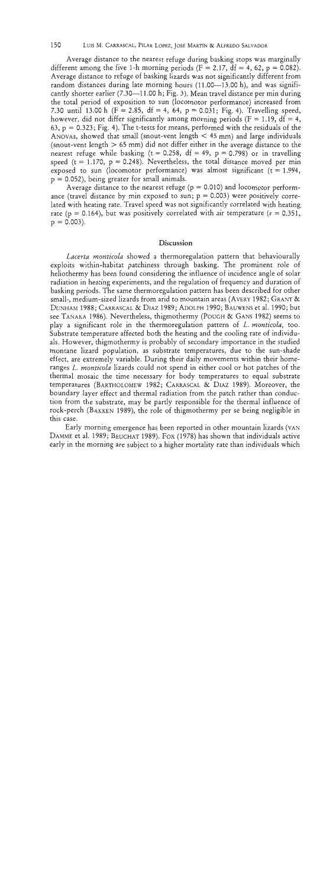Average distance to the nearest refuge during basking stops was marginally different among the five 1-h morning periods ($F = 2.17$, $df = 4, 62$, $p = 0.082$). Average distance to refuge of basking lizards was not significantly different from random distances during late morning hours (11.00—13.00 h), and was significantly shorter earlier (7.30—11.00 h; Fig. 3). Mean travel distance per min during the total period of exposition to sun (locomotor performance) increased from 7.30 until 13.00 h ($F = 2.85$, $df = 4, 64$, $p = 0.031$; Fig. 4). Travelling speed, however, did not differ significantly among morning periods ($F = 1.19$, $df = 4, 63$, $p = 0.323$; Fig. 4). The t-tests for means, performed with the residuals of the ANOVAs, showed that small (snout-vent length < 45 mm) and large individuals (snout-vent length > 65 mm) did not differ either in the average distance to the nearest refuge while basking ($t = 0.258$, $df = 49$, $p = 0.798$) or in travelling speed ($t = 1.170$, $p = 0.248$). Nevertheless, the total distance moved per min exposed to sun (locomotor performance) was almost significant ($t = 1.994$, $p = 0.052$), being greater for small animals.

Average distance to the nearest refuge ($p = 0.010$) and locomotor performance (travel distance by min exposed to sun; $p = 0.003$) were positively correlated with heating rate. Travel speed was not significantly correlated with heating rate ($p = 0.164$), but was positively correlated with air temperature ($r = 0.351$, $p = 0.003$).

## Discussion

*Lacerta monticola* showed a thermoregulation pattern that behaviourally exploits within-habitat patchiness through basking. The prominent role of heliothermy has been found considering the influence of incidence angle of solar radiation in heating experiments, and the regulation of frequency and duration of basking periods. The same thermoregulation pattern has been described for other small-, medium-sized lizards from arid to mountain areas (AVERY 1982; GRANT & DUNHAM 1988; CARRASCAL & DIAZ 1989; ADOLPH 1990; BAUWENS et al. 1990; but see TANAKA 1986). Nevertheless, thigmothermy (POUGH & GANS 1982) seems to play a significant role in the thermoregulation pattern of *L. monticola*, too. Substrate temperature affected both the heating and the cooling rate of individuals. However, thigmothermy is probably of secondary importance in the studied montane lizard population, as substrate temperatures, due to the sun-shade effect, are extremely variable. During their daily movements within their home-ranges *L. monticola* lizards could not spend in either cool or hot patches of the thermal mosaic the time necessary for body temperatures to equal substrate temperatures (BARTHOLOMEW 1982; CARRASCAL & DIAZ 1989). Moreover, the boundary layer effect and thermal radiation from the patch rather than conduction from the substrate, may be partly responsible for the thermal influence of rock-perch (BAKKEN 1989), the role of thigmothermy per se being negligible in this case.

Early morning emergence has been reported in other mountain lizards (VAN DAMME et al. 1989; BEUCHAT 1989). FOX (1978) has shown that individuals active early in the morning are subject to a higher mortality rate than individuals which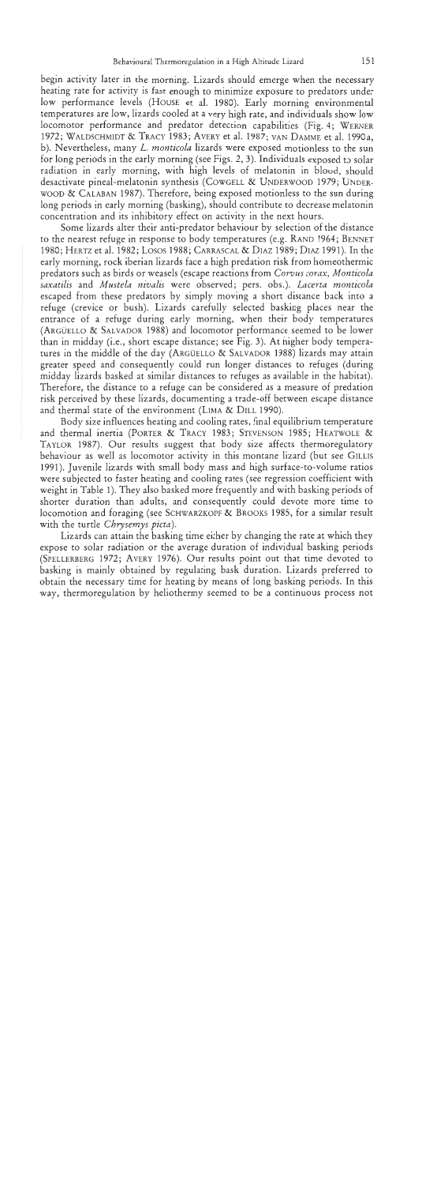begin activity later in the morning. Lizards should emerge when the necessary heating rate for activity is fast enough to minimize exposure to predators under low performance levels (HOUSE et al. 1980). Early morning environmental temperatures are low, lizards cooled at a very high rate, and individuals show low locomotor performance and predator detection capabilities (Fig. 4; WERNER 1972; WALDSCHMIDT & TRACY 1983; AVERY et al. 1987; VAN DAMME et al. 1990a, b). Nevertheless, many *L. monticola* lizards were exposed motionless to the sun for long periods in the early morning (see Figs. 2, 3). Individuals exposed to solar radiation in early morning, with high levels of melatonin in blood, should desactivate pineal-melatonin synthesis (COWGELL & UNDERWOOD 1979; UNDERWOOD & CALABAN 1987). Therefore, being exposed motionless to the sun during long periods in early morning (basking), should contribute to decrease melatonin concentration and its inhibitory effect on activity in the next hours.

Some lizards alter their anti-predator behaviour by selection of the distance to the nearest refuge in response to body temperatures (e.g. RAND 1964; BENNET 1980; HERTZ et al. 1982; LOSOS 1988; CARRASCAL & DIAZ 1989; DIAZ 1991). In the early morning, rock iberian lizards face a high predation risk from homeothermic predators such as birds or weasels (escape reactions from *Corvus corax*, *Monticola saxatilis* and *Mustela nivalis* were observed; pers. obs.). *Lacerta monticola* escaped from these predators by simply moving a short distance back into a refuge (crevice or bush). Lizards carefully selected basking places near the entrance of a refuge during early morning, when their body temperatures (ARGÜELLO & SALVADOR 1988) and locomotor performance seemed to be lower than in midday (i.e., short escape distance; see Fig. 3). At higher body temperatures in the middle of the day (ARGÜELLO & SALVADOR 1988) lizards may attain greater speed and consequently could run longer distances to refuges (during midday lizards basked at similar distances to refuges as available in the habitat). Therefore, the distance to a refuge can be considered as a measure of predation risk perceived by these lizards, documenting a trade-off between escape distance and thermal state of the environment (LIMA & DILL 1990).

Body size influences heating and cooling rates, final equilibrium temperature and thermal inertia (PORTER & TRACY 1983; STEVENSON 1985; HEATWOLE & TAYLOR 1987). Our results suggest that body size affects thermoregulatory behaviour as well as locomotor activity in this montane lizard (but see GILLIS 1991). Juvenile lizards with small body mass and high surface-to-volume ratios were subjected to faster heating and cooling rates (see regression coefficient with weight in Table 1). They also basked more frequently and with basking periods of shorter duration than adults, and consequently could devote more time to locomotion and foraging (see SCHWARZKOPF & BROOKS 1985, for a similar result with the turtle *Chrysemys picta*).

Lizards can attain the basking time either by changing the rate at which they expose to solar radiation or the average duration of individual basking periods (SPELLERBERG 1972; AVERY 1976). Our results point out that time devoted to basking is mainly obtained by regulating bask duration. Lizards preferred to obtain the necessary time for heating by means of long basking periods. In this way, thermoregulation by heliothermy seemed to be a continuous process not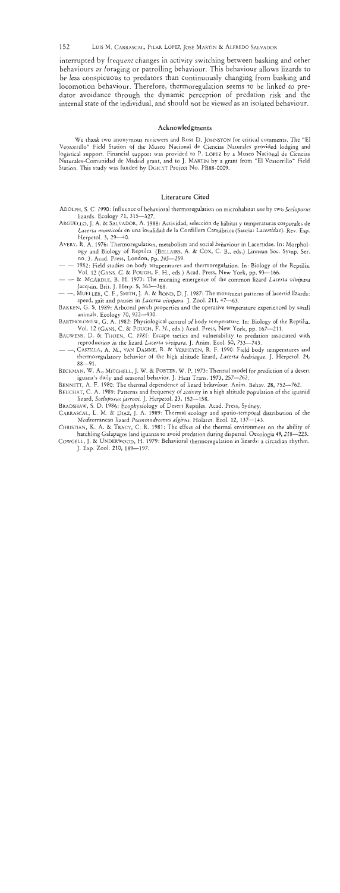interrupted by frequent changes in activity switching between basking and other behaviours as foraging or patrolling behaviour. This behaviour allows lizards to be less conspicuous to predators than continuously changing from basking and locomotion behaviour. Therefore, thermoregulation seems to be linked to predator avoidance through the dynamic perception of predation risk and the internal state of the individual, and should not be viewed as an isolated behaviour.

## Acknowledgments

We thank two anonymous reviewers and Ross D. Johnston for critical comments. The "El Ventorrillo" Field Station of the Museo Nacional de Ciencias Naturales provided lodging and logistical support. Financial support was provided to P. López by a Museo Nacional de Ciencias Naturales-Comunidad de Madrid grant, and to J. Martín by a grant from "El Ventorrillo" Field Station. This study was funded by DGICYT Project No. PB88-0009.

## Literature Cited

Adolph, S. C. 1990: Influence of behavioral thermoregulation on microhabitat use by two *Sceloporus* lizards. Ecology 71, 315—327.

Argüello, J. A. & Salvador, A. 1988: Actividad, selección de hábitat y temperaturas corporales de *Lacerta monticola* en una localidad de la Cordillera Cantábrica (Sauria: Lacertidae). Rev. Esp. Herpetol. 3, 29—40.

Avery, R. A. 1976: Thermoregulation, metabolism and social behaviour in Lacertidae. In: Morphology and Biology of Reptiles. (Bellairs, A. & Cox, C. B., eds.) Linnean Soc. Symp. Ser. no. 3. Acad. Press, London, pp. 245—259.

— — 1982: Field studies on body temperatures and thermoregulation. In: Biology of the Reptilia. Vol. 12 (Gans, C. & Pough, F. H., eds.) Acad. Press, New York, pp. 93—166.

— — & McArdle, B. H. 1973: The morning emergence of the common lizard *Lacerta vivipara* Jacquin. Brit. J. Herp. 5, 363—368.

— —, Mueller, C. F., Smith, J. A. & Bond, D. J. 1987: The movement patterns of lacertid lizards: speed, gait and pauses in *Lacerta vivipara*. J. Zool. 211, 47—63.

Bakken, G. S. 1989: Arboreal perch properties and the operative temperature experienced by small animals. Ecology 70, 922—930.

Bartholomew, G. A. 1982: Physiological control of body temperature. In: Biology of the Reptilia. Vol. 12 (Gans, C. & Pough, F. H., eds.) Acad. Press, New York, pp. 167—211.

Bauwens, D. & Thoen, C. 1981: Escape tactics and vulnerability to predation associated with reproduction in the lizard *Lacerta vivipara*. J. Anim. Ecol. 50, 733—743.

— —, Castilla, A. M., van Damme, R. & Verheyen, R. F. 1990: Field body temperatures and thermoregulatory behavior of the high altitude lizard, *Lacerta bedriagae*. J. Herpetol. 24, 88—91.

Beckman, W. A., Mitchell, J. W. & Porter, W. P. 1973: Thermal model for prediction of a desert iguana's daily and seasonal behavior. J. Heat Trans. 1973, 257—262.

Bennett, A. F. 1980: The thermal dependence of lizard behaviour. Anim. Behav. 28, 752—762.

Beuchat, C. A. 1989: Patterns and frequency of activity in a high altitude population of the iguanid lizard, *Sceloporus jarrovi*. J. Herpetol. 23, 152—158.

Bradshaw, S. D. 1986: Ecophysiology of Desert Reptiles. Acad. Press, Sydney.

Carrascal, L. M. & Díaz, J. A. 1989: Thermal ecology and spatio-temporal distribution of the Mediterranean lizard *Psammodromus algirus*. Holarct. Ecol. 12, 137—143.

Christian, K. A. & Tracy, C. R. 1981: The effect of the thermal environment on the ability of hatchling Galapagos land iguanas to avoid predation during dispersal. Oecologia 49, 218—223.

Cowgell, J. & Underwood, H. 1979: Behavioral thermoregulation in lizards: a circadian rhythm. J. Exp. Zool. 210, 189—197.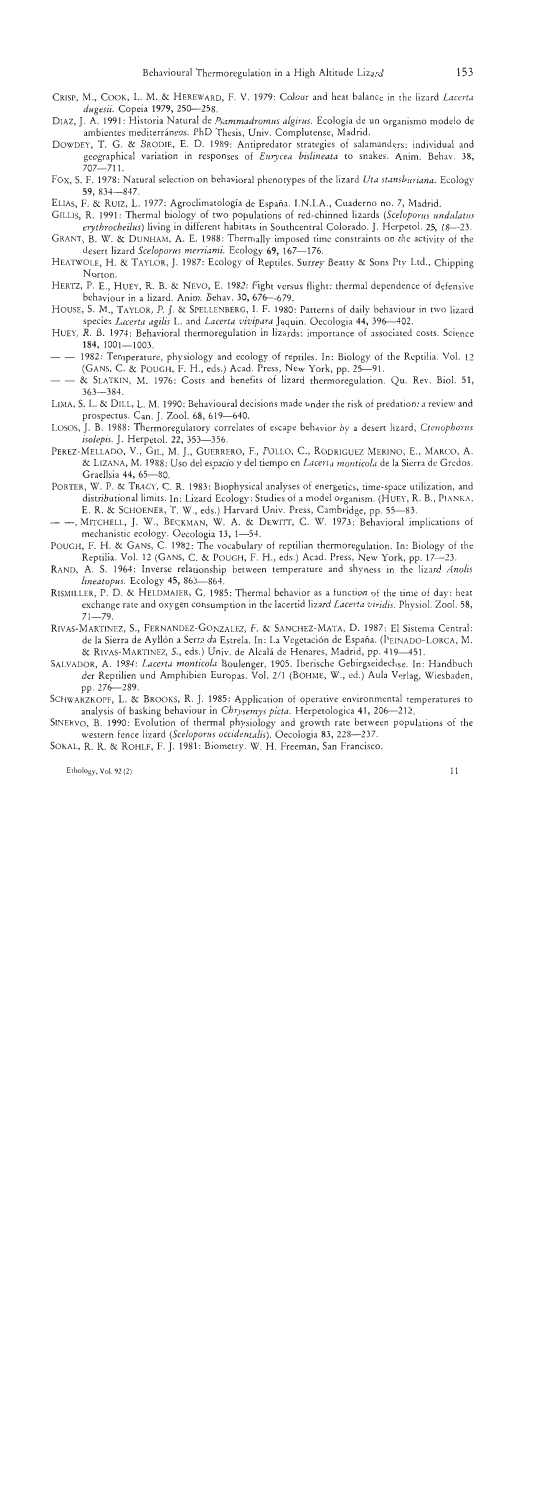CRISP, M., COOK, L. M. & HEREWARD, F. V. 1979: Colour and heat balance in the lizard *Lacerta dugesii*. Copeia 1979, 250—258.

DIAZ, J. A. 1991: Historia Natural de *Psammadromus algirus*. Ecología de un organismo modelo de ambientes mediterráneos. PhD Thesis, Univ. Complutense, Madrid.

DOWDEY, T. G. & BRODIE, E. D. 1989: Antipredator strategies of salamanders: individual and geographical variation in responses of *Eurycea bislineata* to snakes. Anim. Behav. 38, 707—711.

FOX, S. F. 1978: Natural selection on behavioral phenotypes of the lizard *Uta stansburiana*. Ecology 59, 834—847.

ELIAS, F. & RUIZ, L. 1977: Agroclimatología de España. I.N.I.A., Cuaderno no. 7, Madrid.

GILLIS, R. 1991: Thermal biology of two populations of red-chinned lizards (*Sceloporus undulatus erythrocheilus*) living in different habitats in Southcentral Colorado. J. Herpetol. 25, 18—23.

GRANT, B. W. & DUNHAM, A. E. 1988: Thermally imposed time constraints on the activity of the desert lizard *Sceloporus merriami*. Ecology 69, 167—176.

HEATWOLE, H. & TAYLOR, J. 1987: Ecology of Reptiles. Surrey Beatty & Sons Pty Ltd., Chipping Norton.

HERTZ, P. E., HUEY, R. B. & NEVO, E. 1982: Fight versus flight: thermal dependence of defensive behaviour in a lizard. Anim. Behav. 30, 676—679.

HOUSE, S. M., TAYLOR, P. J. & SPELLENBERG, I. F. 1980: Patterns of daily behaviour in two lizard species *Lacerta agilis* L. and *Lacerta vivipara* Jaquin. Oecologia 44, 396—402.

HUEY, R. B. 1974: Behavioral thermoregulation in lizards: importance of associated costs. Science 184, 1001—1003.

— — 1982: Temperature, physiology and ecology of reptiles. In: Biology of the Reptilia. Vol. 12 (GANS, C. & POUGH, F. H., eds.) Acad. Press, New York, pp. 25—91.

— — & SLATKIN, M. 1976: Costs and benefits of lizard thermoregulation. Qu. Rev. Biol. 51, 363—384.

LIMA, S. L. & DILL, L. M. 1990: Behavioural decisions made under the risk of predation: a review and prospectus. Can. J. Zool. 68, 619—640.

LOSOS, J. B. 1988: Thermoregulatory correlates of escape behavior by a desert lizard, *Ctenophorus isolepis*. J. Herpetol. 22, 353—356.

PEREZ-MELLADO, V., GIL, M. J., GUERRERO, F., POLLO, C., RODRIGUEZ MERINO, E., MARCO, A. & LIZANA, M. 1988: Uso del espacio y del tiempo en *Lacerta monticola* de la Sierra de Gredos. Graellsia 44, 65—80.

PORTER, W. P. & TRACY, C. R. 1983: Biophysical analyses of energetics, time-space utilization, and distributional limits. In: Lizard Ecology: Studies of a model organism. (HUEY, R. B., PIANKA, E. R. & SCHOENER, T. W., eds.) Harvard Univ. Press, Cambridge, pp. 55—83.

— —, MITCHELL, J. W., BECKMAN, W. A. & DEWITT, C. W. 1973: Behavioral implications of mechanistic ecology. Oecologia 13, 1—54.

POUGH, F. H. & GANS, C. 1982: The vocabulary of reptilian thermoregulation. In: Biology of the Reptilia. Vol. 12 (GANS, C. & POUGH, F. H., eds.) Acad. Press, New York, pp. 17—23.

RAND, A. S. 1964: Inverse relationship between temperature and shyness in the lizard *Anolis lineatopus*. Ecology 45, 863—864.

RISMILLER, P. D. & HELDMAIER, G. 1985: Thermal behavior as a function of the time of day: heat exchange rate and oxygen consumption in the lacertid lizard *Lacerta viridis*. Physiol. Zool. 58, 71—79.

RIVAS-MARTINEZ, S., FERNANDEZ-GONZALEZ, F. & SANCHEZ-MATA, D. 1987: El Sistema Central: de la Sierra de Ayllón a Serra da Estrela. In: La Vegetación de España. (PEINADO-LORCA, M. & RIVAS-MARTINEZ, S., eds.) Univ. de Alcalá de Henares, Madrid, pp. 419—451.

SALVADOR, A. 1984: *Lacerta monticola* Boulenger, 1905. Iberische Gebirgseidechse. In: Handbuch der Reptilien und Amphibien Europas. Vol. 2/1 (BÖHME, W., ed.) Aula Verlag, Wiesbaden, pp. 276—289.

SCHWARZKOPF, L. & BROOKS, R. J. 1985: Application of operative environmental temperatures to analysis of basking behaviour in *Chrysemys picta*. Herpetologica 41, 206—212.

SINERVO, B. 1990: Evolution of thermal physiology and growth rate between populations of the western fence lizard (*Sceloporus occidentalis*). Oecologia 83, 228—237.

SOKAL, R. R. & ROHLF, F. J. 1981: Biometry. W. H. Freeman, San Francisco.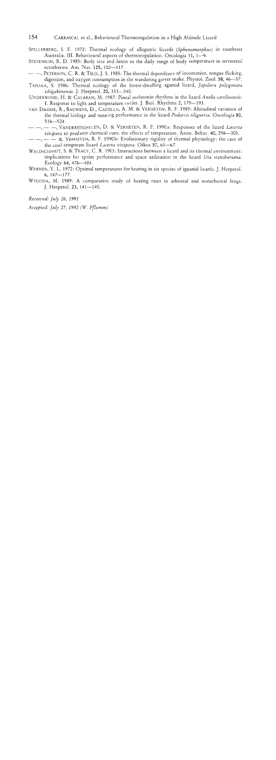SPELLERBERG, I. F. 1972: Thermal ecology of allopatric lizards (*Sphenomorphus*) in southeast Australia. III. Behavioural aspects of thermoregulation. Oecologia 11, 1—6.

STEVENSON, R. D. 1985: Body size and limits to the daily range of body temperature in terrestrial ectotherms. Am. Nat. 125, 102—117.

— —, PETERSON, C. R. & TSUJI, J. S. 1985: The thermal dependence of locomotion, tongue flicking, digestion, and oxygen consumption in the wandering garter snake. Physiol. Zool. 58, 46—57.

TANAKA, S. 1986: Thermal ecology of the forest-dwelling agamid lizard, *Japalura polygonata ishigakiensis*. J. Herpetol. 20, 333—340.

UNDERWOOD, H. & CALABAN, M. 1987: Pineal melatonin rhythms in the lizard *Anolis carolinensis*: I. Response to light and temperature cycles. J. Biol. Rhythms 2, 179—193.

VAN DAMME, R., BAUWENS, D., CASTILLA, A. M. & VERHEYEN, R. F. 1989: Altitudinal variation of the thermal biology and running performance in the lizard *Podarcis tiliguerta*. Oecologia 80, 516—524.

— —, — —, VANDERSTIGHELEN, D. & VERHEYEN, R. F. 1990a: Responses of the lizard *Lacerta vivipara* to predator chemical cues: the effects of temperature. Anim. Behav. 40, 298—305.

— —, — — & VERHEYEN, R. F. 1990b: Evolutionary rigidity of thermal physiology: the case of the cool temperate lizard *Lacerta vivipara*. Oikos 57, 61—67.

WALDSCHMIDT, S. & TRACY, C. R. 1983: Interactions between a lizard and its thermal environment: implications for sprint performance and space utilization in the lizard *Uta stansburiana*. Ecology 64, 476—484.

WERNER, Y. L. 1972: Optimal temperatures for hearing in six species of iguanid lizards. J. Herpetol. 6, 147—177.

WYGODA, M. 1989: A comparative study of heating rates in arboreal and nonarboreal frogs. J. Herpetol. 23, 141—145.

*Received: July 26, 1991*

*Accepted: July 27, 1992 (W. Pflumm)*